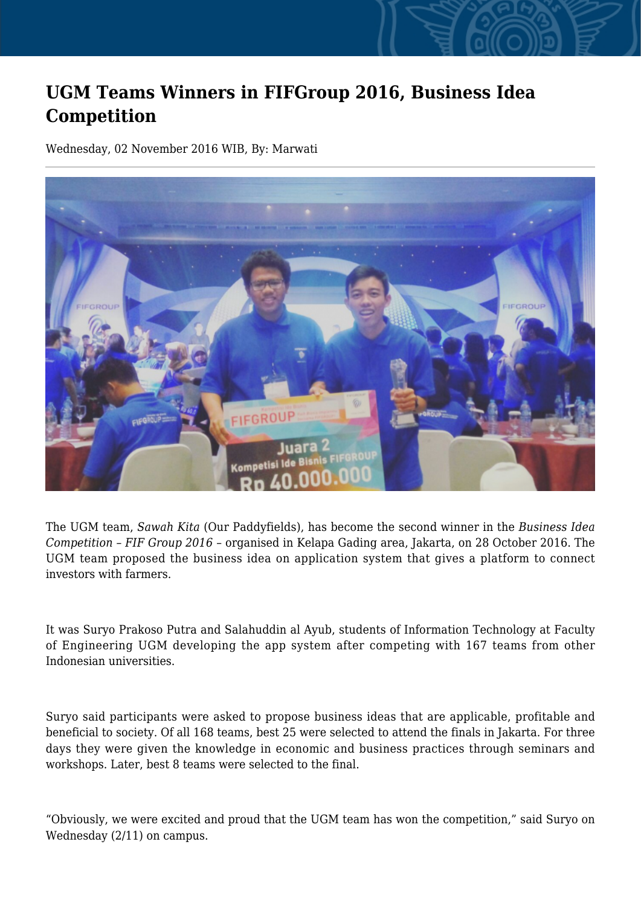# UGM Teams Winners in FIFGroup 2016, Business Idea Competition

Wednesday, 02 November 2016 WIB, By: Marwati

The UGM team, *Sawah Kita* (Our Paddyfields), has become the second winner in the *Business Idea Competition – FIF Group 2016* – organised in Kelapa Gading area, Jakarta, on 28 October 2016. The UGM team proposed the business idea on application system that gives a platform to connect investors with farmers.

It was Suryo Prakoso Putra and Salahuddin al Ayub, students of Information Technology at Faculty of Engineering UGM developing the app system after competing with 167 teams from other Indonesian universities.

Suryo said participants were asked to propose business ideas that are applicable, profitable and beneficial to society. Of all 168 teams, best 25 were selected to attend the finals in Jakarta. For three days they were given the knowledge in economic and business practices through seminars and workshops. Later, best 8 teams were selected to the final.

"Obviously, we were excited and proud that the UGM team has won the competition," said Suryo on Wednesday (2/11) on campus.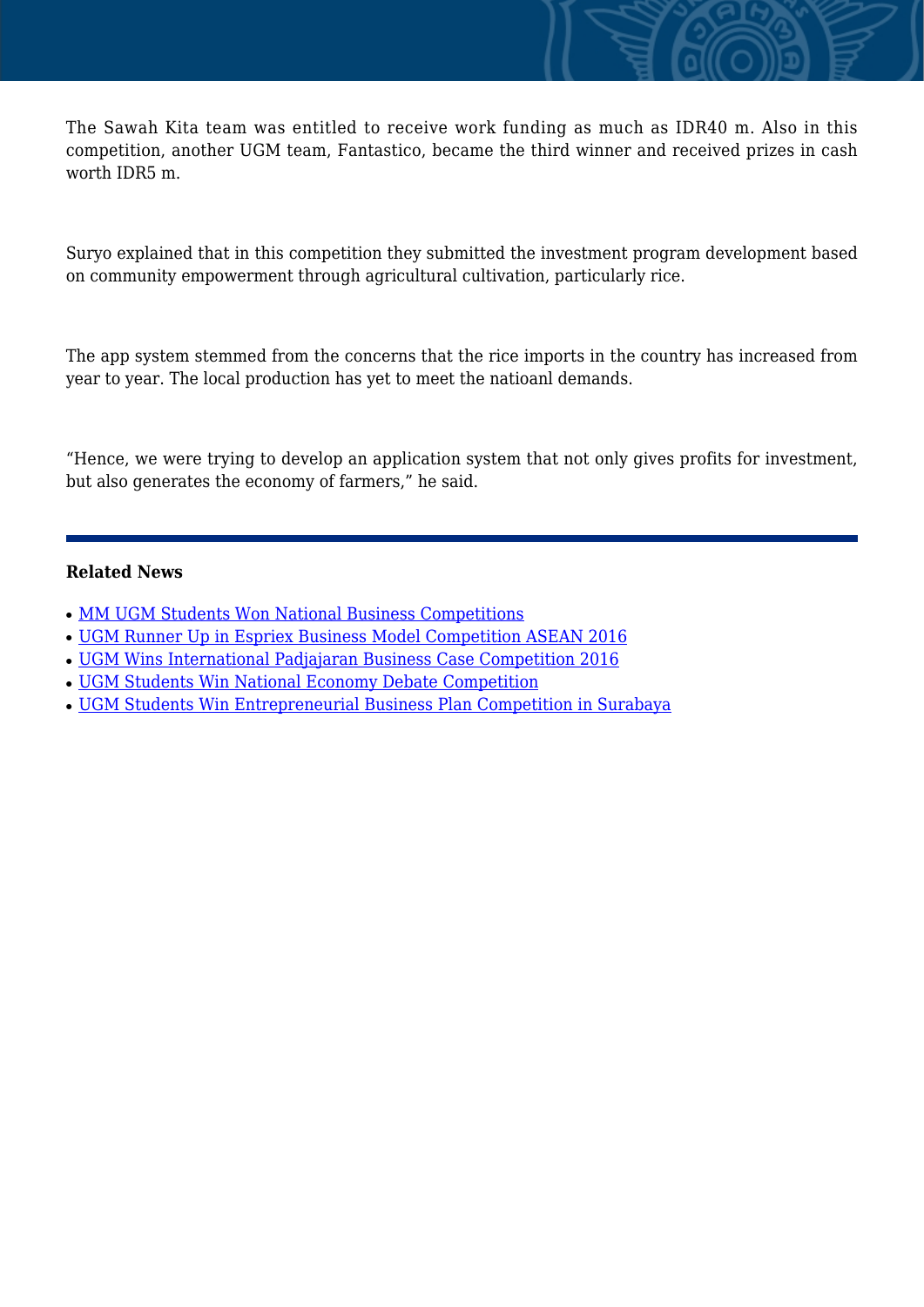The Sawah Kita team was entitled to receive work funding as much as IDR40 m. Also in this competition, another UGM team, Fantastico, became the third winner and received prizes in cash worth IDR5 m.

Suryo explained that in this competition they submitted the investment program development based on community empowerment through agricultural cultivation, particularly rice.

The app system stemmed from the concerns that the rice imports in the country has increased from year to year. The local production has yet to meet the natioanl demands.

"Hence, we were trying to develop an application system that not only gives profits for investment, but also generates the economy of farmers," he said.

---

**Related News**

- MM UGM Students Won National Business Competitions
- UGM Runner Up in Espriex Business Model Competition ASEAN 2016
- UGM Wins International Padjajaran Business Case Competition 2016
- UGM Students Win National Economy Debate Competition
- UGM Students Win Entrepreneurial Business Plan Competition in Surabaya